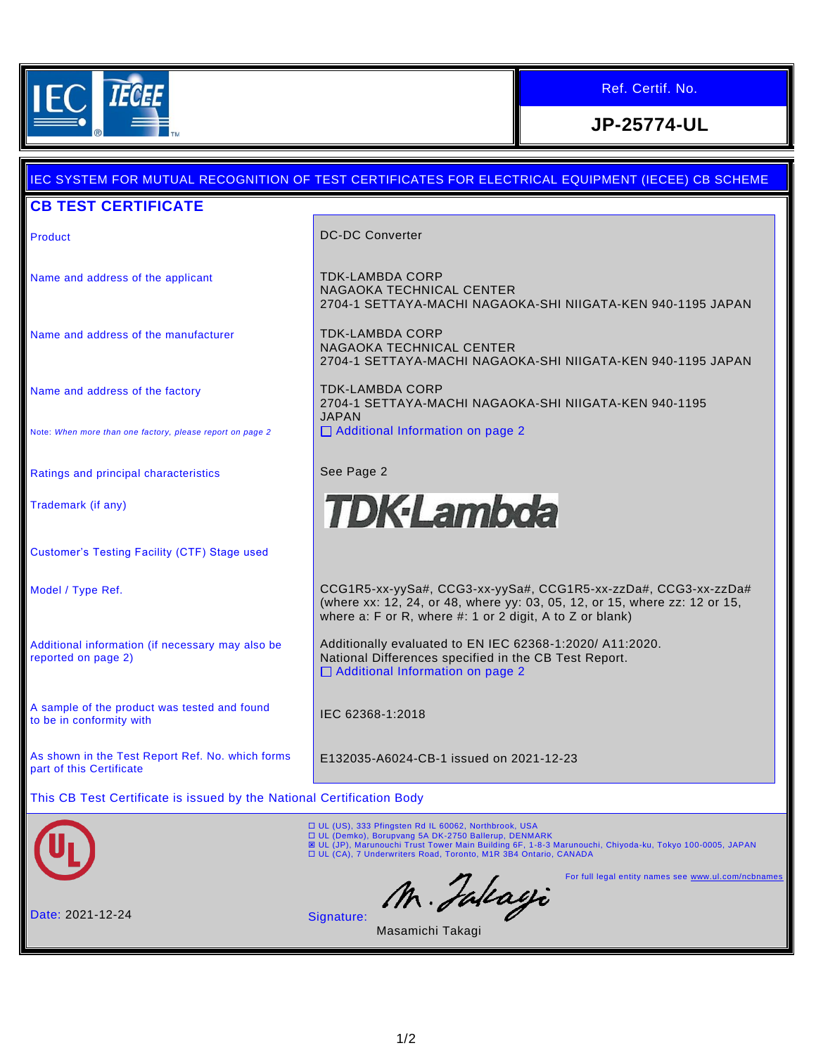IEC IECEE

| Ref. Certif. No. |
| --- |
| **JP-25774-UL** |

IEC SYSTEM FOR MUTUAL RECOGNITION OF TEST CERTIFICATES FOR ELECTRICAL EQUIPMENT (IECEE) CB SCHEME

## CB TEST CERTIFICATE

| | |
| --- | --- |
| Product | DC-DC Converter |
| Name and address of the applicant | TDK-LAMBDA CORP<br>NAGAOKA TECHNICAL CENTER<br>2704-1 SETTAYA-MACHI NAGAOKA-SHI NIIGATA-KEN 940-1195 JAPAN |
| Name and address of the manufacturer | TDK-LAMBDA CORP<br>NAGAOKA TECHNICAL CENTER<br>2704-1 SETTAYA-MACHI NAGAOKA-SHI NIIGATA-KEN 940-1195 JAPAN |
| Name and address of the factory<br><br>Note: *When more than one factory, please report on page 2* | TDK-LAMBDA CORP<br>2704-1 SETTAYA-MACHI NAGAOKA-SHI NIIGATA-KEN 940-1195 JAPAN<br>☐ Additional Information on page 2 |
| Ratings and principal characteristics | See Page 2 |
| Trademark (if any) | TDK-Lambda |
| Customer's Testing Facility (CTF) Stage used | |
| Model / Type Ref. | CCG1R5-xx-yySa#, CCG3-xx-yySa#, CCG1R5-xx-zzDa#, CCG3-xx-zzDa#<br>(where xx: 12, 24, or 48, where yy: 03, 05, 12, or 15, where zz: 12 or 15, where a: F or R, where #: 1 or 2 digit, A to Z or blank) |
| Additional information (if necessary may also be reported on page 2) | Additionally evaluated to EN IEC 62368-1:2020/ A11:2020.<br>National Differences specified in the CB Test Report.<br>☐ Additional Information on page 2 |
| A sample of the product was tested and found to be in conformity with | IEC 62368-1:2018 |
| As shown in the Test Report Ref. No. which forms part of this Certificate | E132035-A6024-CB-1 issued on 2021-12-23 |

This CB Test Certificate is issued by the National Certification Body

☐ UL (US), 333 Pfingsten Rd IL 60062, Northbrook, USA
☐ UL (Demko), Borupvang 5A DK-2750 Ballerup, DENMARK
☒ UL (JP), Marunouchi Trust Tower Main Building 6F, 1-8-3 Marunouchi, Chiyoda-ku, Tokyo 100-0005, JAPAN
☐ UL (CA), 7 Underwriters Road, Toronto, M1R 3B4 Ontario, CANADA

For full legal entity names see www.ul.com/ncbnames

Date: 2021-12-24

Signature: M. Takagi

Masamichi Takagi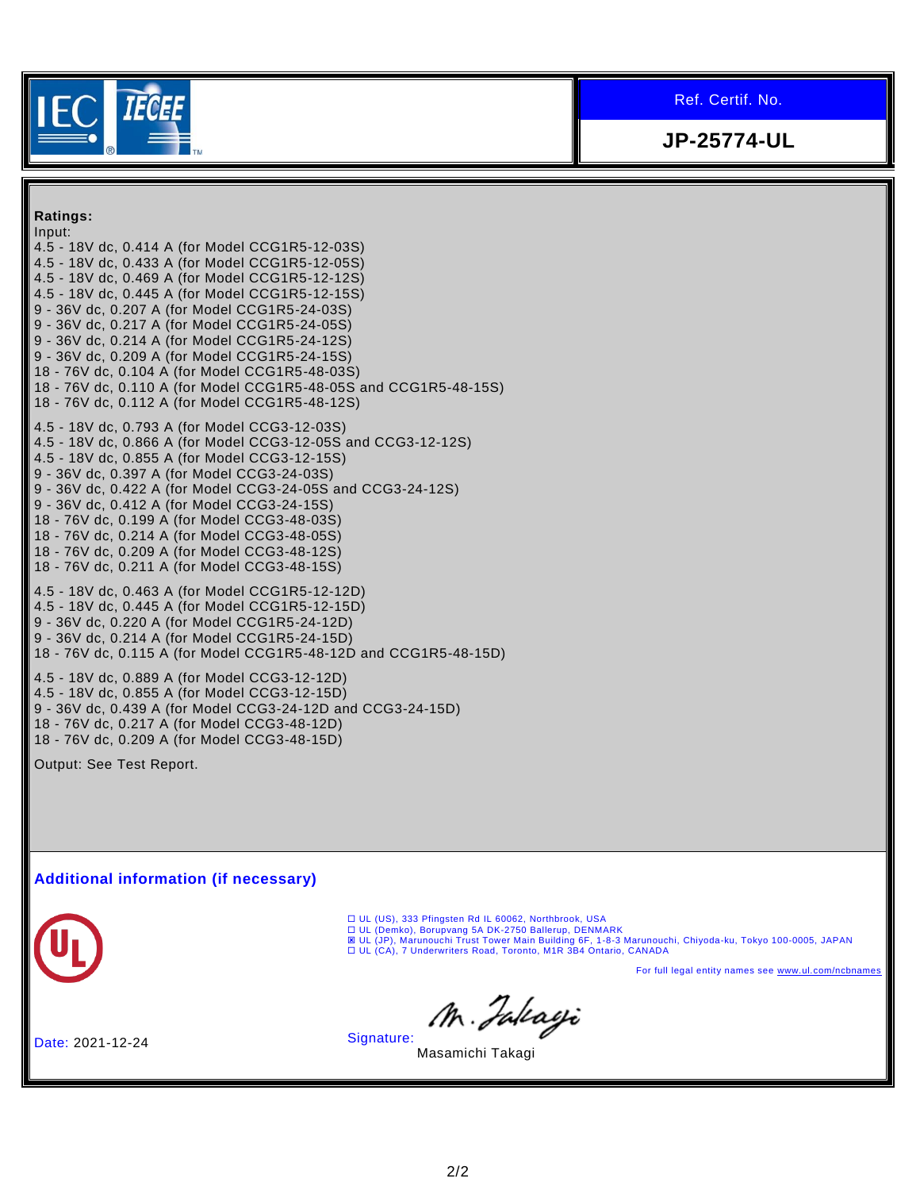IEC IECEE

Ref. Certif. No.

**JP-25774-UL**

**Ratings:**

Input:
4.5 - 18V dc, 0.414 A (for Model CCG1R5-12-03S)
4.5 - 18V dc, 0.433 A (for Model CCG1R5-12-05S)
4.5 - 18V dc, 0.469 A (for Model CCG1R5-12-12S)
4.5 - 18V dc, 0.445 A (for Model CCG1R5-12-15S)
9 - 36V dc, 0.207 A (for Model CCG1R5-24-03S)
9 - 36V dc, 0.217 A (for Model CCG1R5-24-05S)
9 - 36V dc, 0.214 A (for Model CCG1R5-24-12S)
9 - 36V dc, 0.209 A (for Model CCG1R5-24-15S)
18 - 76V dc, 0.104 A (for Model CCG1R5-48-03S)
18 - 76V dc, 0.110 A (for Model CCG1R5-48-05S and CCG1R5-48-15S)
18 - 76V dc, 0.112 A (for Model CCG1R5-48-12S)

4.5 - 18V dc, 0.793 A (for Model CCG3-12-03S)
4.5 - 18V dc, 0.866 A (for Model CCG3-12-05S and CCG3-12-12S)
4.5 - 18V dc, 0.855 A (for Model CCG3-12-15S)
9 - 36V dc, 0.397 A (for Model CCG3-24-03S)
9 - 36V dc, 0.422 A (for Model CCG3-24-05S and CCG3-24-12S)
9 - 36V dc, 0.412 A (for Model CCG3-24-15S)
18 - 76V dc, 0.199 A (for Model CCG3-48-03S)
18 - 76V dc, 0.214 A (for Model CCG3-48-05S)
18 - 76V dc, 0.209 A (for Model CCG3-48-12S)
18 - 76V dc, 0.211 A (for Model CCG3-48-15S)

4.5 - 18V dc, 0.463 A (for Model CCG1R5-12-12D)
4.5 - 18V dc, 0.445 A (for Model CCG1R5-12-15D)
9 - 36V dc, 0.220 A (for Model CCG1R5-24-12D)
9 - 36V dc, 0.214 A (for Model CCG1R5-24-15D)
18 - 76V dc, 0.115 A (for Model CCG1R5-48-12D and CCG1R5-48-15D)

4.5 - 18V dc, 0.889 A (for Model CCG3-12-12D)
4.5 - 18V dc, 0.855 A (for Model CCG3-12-15D)
9 - 36V dc, 0.439 A (for Model CCG3-24-12D and CCG3-24-15D)
18 - 76V dc, 0.217 A (for Model CCG3-48-12D)
18 - 76V dc, 0.209 A (for Model CCG3-48-15D)

Output: See Test Report.

**Additional information (if necessary)**

☐ UL (US), 333 Pfingsten Rd IL 60062, Northbrook, USA
☐ UL (Demko), Borupvang 5A DK-2750 Ballerup, DENMARK
☒ UL (JP), Marunouchi Trust Tower Main Building 6F, 1-8-3 Marunouchi, Chiyoda-ku, Tokyo 100-0005, JAPAN
☐ UL (CA), 7 Underwriters Road, Toronto, M1R 3B4 Ontario, CANADA

For full legal entity names see www.ul.com/ncbnames

Date: 2021-12-24

Signature:
Masamichi Takagi